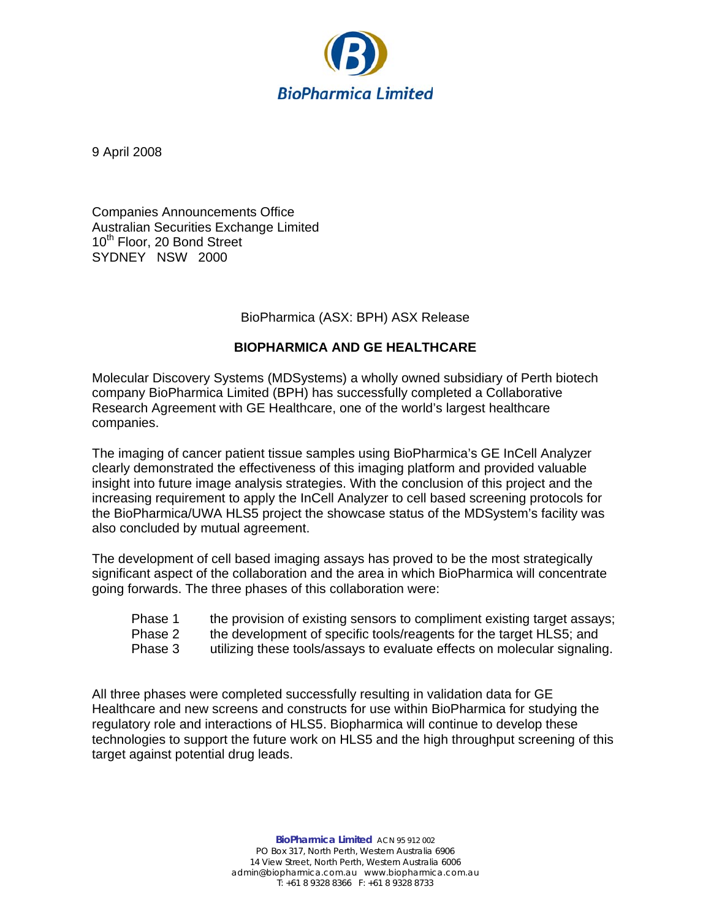BioPharmica Limited

9 April 2008

Companies Announcements Office
Australian Securities Exchange Limited
10th Floor, 20 Bond Street
SYDNEY NSW 2000

BioPharmica (ASX: BPH) ASX Release

## BIOPHARMICA AND GE HEALTHCARE

Molecular Discovery Systems (MDSystems) a wholly owned subsidiary of Perth biotech company BioPharmica Limited (BPH) has successfully completed a Collaborative Research Agreement with GE Healthcare, one of the world's largest healthcare companies.

The imaging of cancer patient tissue samples using BioPharmica's GE InCell Analyzer clearly demonstrated the effectiveness of this imaging platform and provided valuable insight into future image analysis strategies. With the conclusion of this project and the increasing requirement to apply the InCell Analyzer to cell based screening protocols for the BioPharmica/UWA HLS5 project the showcase status of the MDSystem's facility was also concluded by mutual agreement.

The development of cell based imaging assays has proved to be the most strategically significant aspect of the collaboration and the area in which BioPharmica will concentrate going forwards. The three phases of this collaboration were:

- Phase 1 the provision of existing sensors to compliment existing target assays;
- Phase 2 the development of specific tools/reagents for the target HLS5; and
- Phase 3 utilizing these tools/assays to evaluate effects on molecular signaling.

All three phases were completed successfully resulting in validation data for GE Healthcare and new screens and constructs for use within BioPharmica for studying the regulatory role and interactions of HLS5. Biopharmica will continue to develop these technologies to support the future work on HLS5 and the high throughput screening of this target against potential drug leads.

**BioPharmica Limited** ACN 95 912 002
PO Box 317, North Perth, Western Australia 6906
14 View Street, North Perth, Western Australia 6006
admin@biopharmica.com.au www.biopharmica.com.au
T: +61 8 9328 8366 F: +61 8 9328 8733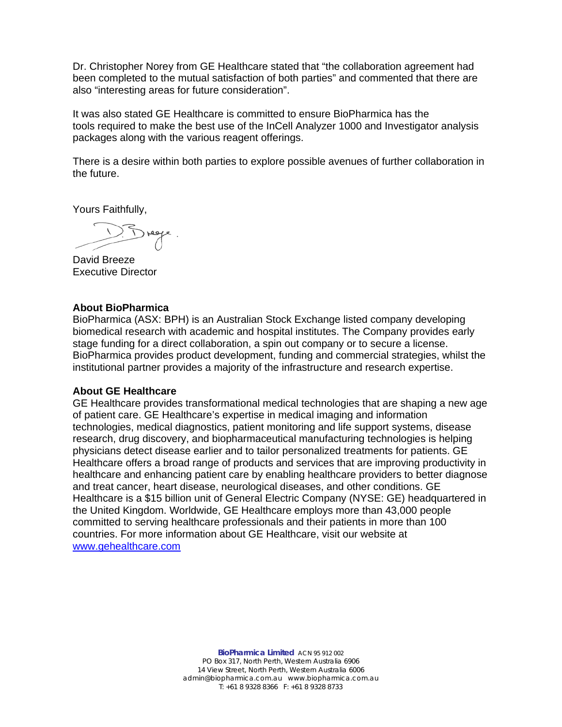Dr. Christopher Norey from GE Healthcare stated that "the collaboration agreement had been completed to the mutual satisfaction of both parties" and commented that there are also "interesting areas for future consideration".

It was also stated GE Healthcare is committed to ensure BioPharmica has the tools required to make the best use of the InCell Analyzer 1000 and Investigator analysis packages along with the various reagent offerings.

There is a desire within both parties to explore possible avenues of further collaboration in the future.

Yours Faithfully,

David Breeze
Executive Director

**About BioPharmica**

BioPharmica (ASX: BPH) is an Australian Stock Exchange listed company developing biomedical research with academic and hospital institutes. The Company provides early stage funding for a direct collaboration, a spin out company or to secure a license. BioPharmica provides product development, funding and commercial strategies, whilst the institutional partner provides a majority of the infrastructure and research expertise.

**About GE Healthcare**

GE Healthcare provides transformational medical technologies that are shaping a new age of patient care. GE Healthcare's expertise in medical imaging and information technologies, medical diagnostics, patient monitoring and life support systems, disease research, drug discovery, and biopharmaceutical manufacturing technologies is helping physicians detect disease earlier and to tailor personalized treatments for patients. GE Healthcare offers a broad range of products and services that are improving productivity in healthcare and enhancing patient care by enabling healthcare providers to better diagnose and treat cancer, heart disease, neurological diseases, and other conditions. GE Healthcare is a $15 billion unit of General Electric Company (NYSE: GE) headquartered in the United Kingdom. Worldwide, GE Healthcare employs more than 43,000 people committed to serving healthcare professionals and their patients in more than 100 countries. For more information about GE Healthcare, visit our website at [www.gehealthcare.com](http://www.gehealthcare.com)

**BioPharmica Limited** ACN 95 912 002
PO Box 317, North Perth, Western Australia 6906
14 View Street, North Perth, Western Australia 6006
admin@biopharmica.com.au www.biopharmica.com.au
T: +61 8 9328 8366 F: +61 8 9328 8733